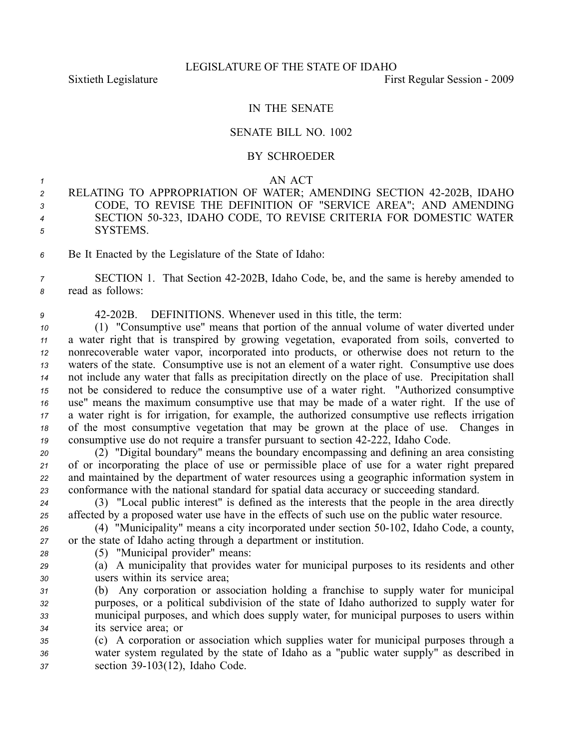LEGISLATURE OF THE STATE OF IDAHO

Sixtieth Legislature First Regular Session - 2009

IN THE SENATE

SENATE BILL NO. 1002

BY SCHROEDER

AN ACT

RELATING TO APPROPRIATION OF WATER; AMENDING SECTION 42-202B, IDAHO CODE, TO REVISE THE DEFINITION OF "SERVICE AREA"; AND AMENDING SECTION 50-323, IDAHO CODE, TO REVISE CRITERIA FOR DOMESTIC WATER SYSTEMS.

Be It Enacted by the Legislature of the State of Idaho:

SECTION 1. That Section 42-202B, Idaho Code, be, and the same is hereby amended to read as follows:

42-202B. DEFINITIONS. Whenever used in this title, the term:

(1) "Consumptive use" means that portion of the annual volume of water diverted under a water right that is transpired by growing vegetation, evaporated from soils, converted to nonrecoverable water vapor, incorporated into products, or otherwise does not return to the waters of the state. Consumptive use is not an element of a water right. Consumptive use does not include any water that falls as precipitation directly on the place of use. Precipitation shall not be considered to reduce the consumptive use of a water right. "Authorized consumptive use" means the maximum consumptive use that may be made of a water right. If the use of a water right is for irrigation, for example, the authorized consumptive use reflects irrigation of the most consumptive vegetation that may be grown at the place of use. Changes in consumptive use do not require a transfer pursuant to section 42-222, Idaho Code.

(2) "Digital boundary" means the boundary encompassing and defining an area consisting of or incorporating the place of use or permissible place of use for a water right prepared and maintained by the department of water resources using a geographic information system in conformance with the national standard for spatial data accuracy or succeeding standard.

(3) "Local public interest" is defined as the interests that the people in the area directly affected by a proposed water use have in the effects of such use on the public water resource.

(4) "Municipality" means a city incorporated under section 50-102, Idaho Code, a county, or the state of Idaho acting through a department or institution.

(5) "Municipal provider" means:

(a) A municipality that provides water for municipal purposes to its residents and other users within its service area;

(b) Any corporation or association holding a franchise to supply water for municipal purposes, or a political subdivision of the state of Idaho authorized to supply water for municipal purposes, and which does supply water, for municipal purposes to users within its service area; or

(c) A corporation or association which supplies water for municipal purposes through a water system regulated by the state of Idaho as a "public water supply" as described in section 39-103(12), Idaho Code.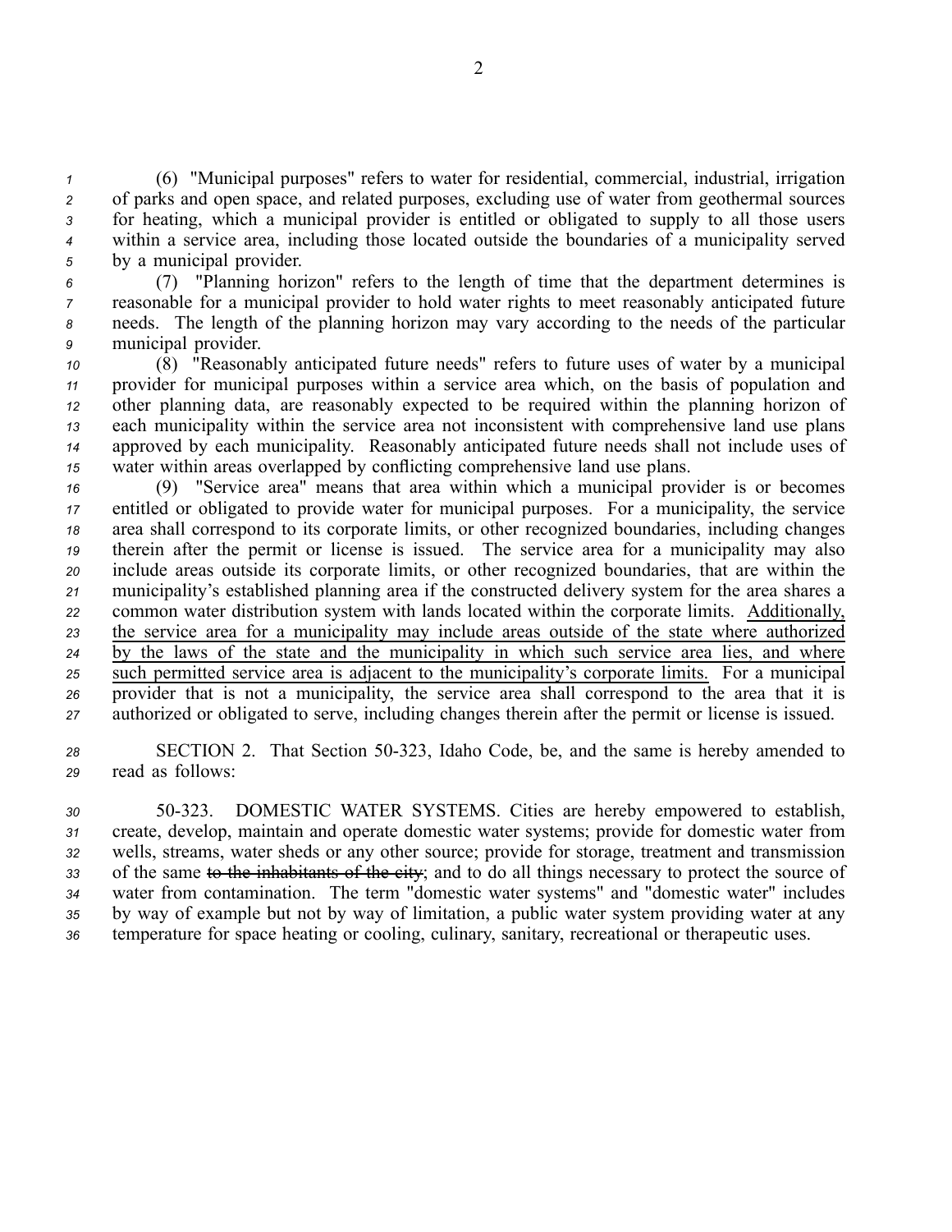(6) "Municipal purposes" refers to water for residential, commercial, industrial, irrigation of parks and open space, and related purposes, excluding use of water from geothermal sources for heating, which a municipal provider is entitled or obligated to supply to all those users within a service area, including those located outside the boundaries of a municipality served by a municipal provider.

(7) "Planning horizon" refers to the length of time that the department determines is reasonable for a municipal provider to hold water rights to meet reasonably anticipated future needs. The length of the planning horizon may vary according to the needs of the particular municipal provider.

(8) "Reasonably anticipated future needs" refers to future uses of water by a municipal provider for municipal purposes within a service area which, on the basis of population and other planning data, are reasonably expected to be required within the planning horizon of each municipality within the service area not inconsistent with comprehensive land use plans approved by each municipality. Reasonably anticipated future needs shall not include uses of water within areas overlapped by conflicting comprehensive land use plans.

(9) "Service area" means that area within which a municipal provider is or becomes entitled or obligated to provide water for municipal purposes. For a municipality, the service area shall correspond to its corporate limits, or other recognized boundaries, including changes therein after the permit or license is issued. The service area for a municipality may also include areas outside its corporate limits, or other recognized boundaries, that are within the municipality's established planning area if the constructed delivery system for the area shares a common water distribution system with lands located within the corporate limits. <u>Additionally, the service area for a municipality may include areas outside of the state where authorized by the laws of the state and the municipality in which such service area lies, and where such permitted service area is adjacent to the municipality's corporate limits.</u> For a municipal provider that is not a municipality, the service area shall correspond to the area that it is authorized or obligated to serve, including changes therein after the permit or license is issued.

SECTION 2. That Section 50-323, Idaho Code, be, and the same is hereby amended to read as follows:

50-323. DOMESTIC WATER SYSTEMS. Cities are hereby empowered to establish, create, develop, maintain and operate domestic water systems; provide for domestic water from wells, streams, water sheds or any other source; provide for storage, treatment and transmission of the same ~~to the inhabitants of the city~~; and to do all things necessary to protect the source of water from contamination. The term "domestic water systems" and "domestic water" includes by way of example but not by way of limitation, a public water system providing water at any temperature for space heating or cooling, culinary, sanitary, recreational or therapeutic uses.